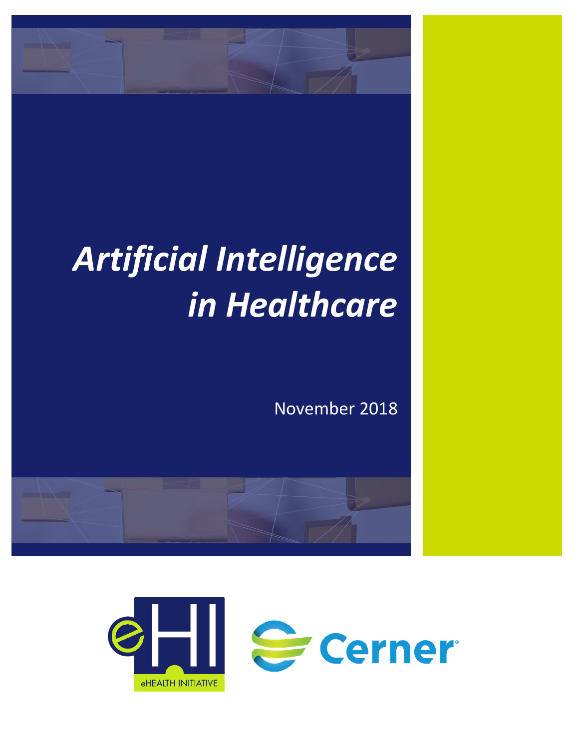# *Artificial Intelligence in Healthcare*

November 2018

eHEALTH INITIATIVE

Cerner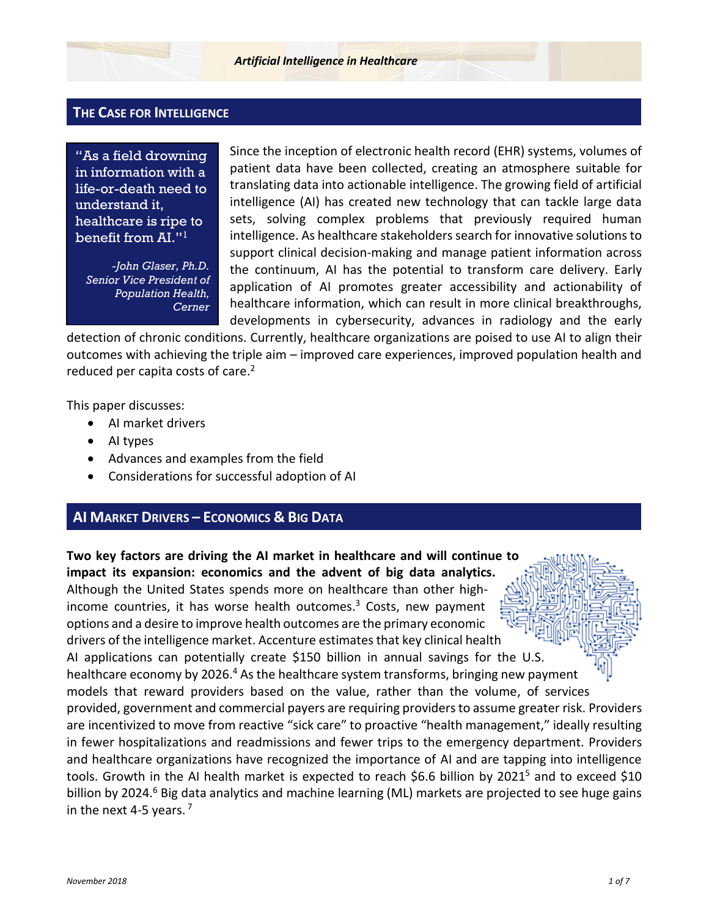## The Case for Intelligence

> "As a field drowning in information with a life-or-death need to understand it, healthcare is ripe to benefit from AI."[1]
>
> *-John Glaser, Ph.D. Senior Vice President of Population Health, Cerner*

Since the inception of electronic health record (EHR) systems, volumes of patient data have been collected, creating an atmosphere suitable for translating data into actionable intelligence. The growing field of artificial intelligence (AI) has created new technology that can tackle large data sets, solving complex problems that previously required human intelligence. As healthcare stakeholders search for innovative solutions to support clinical decision-making and manage patient information across the continuum, AI has the potential to transform care delivery. Early application of AI promotes greater accessibility and actionability of healthcare information, which can result in more clinical breakthroughs, developments in cybersecurity, advances in radiology and the early detection of chronic conditions. Currently, healthcare organizations are poised to use AI to align their outcomes with achieving the triple aim – improved care experiences, improved population health and reduced per capita costs of care.[2]

This paper discusses:

- AI market drivers
- AI types
- Advances and examples from the field
- Considerations for successful adoption of AI

## AI Market Drivers – Economics & Big Data

**Two key factors are driving the AI market in healthcare and will continue to impact its expansion: economics and the advent of big data analytics.** Although the United States spends more on healthcare than other high-income countries, it has worse health outcomes.[3] Costs, new payment options and a desire to improve health outcomes are the primary economic drivers of the intelligence market. Accenture estimates that key clinical health AI applications can potentially create $150 billion in annual savings for the U.S. healthcare economy by 2026.[4] As the healthcare system transforms, bringing new payment models that reward providers based on the value, rather than the volume, of services provided, government and commercial payers are requiring providers to assume greater risk. Providers are incentivized to move from reactive "sick care" to proactive "health management," ideally resulting in fewer hospitalizations and readmissions and fewer trips to the emergency department. Providers and healthcare organizations have recognized the importance of AI and are tapping into intelligence tools. Growth in the AI health market is expected to reach $6.6 billion by 2021[5] and to exceed $10 billion by 2024.[6] Big data analytics and machine learning (ML) markets are projected to see huge gains in the next 4-5 years.[7]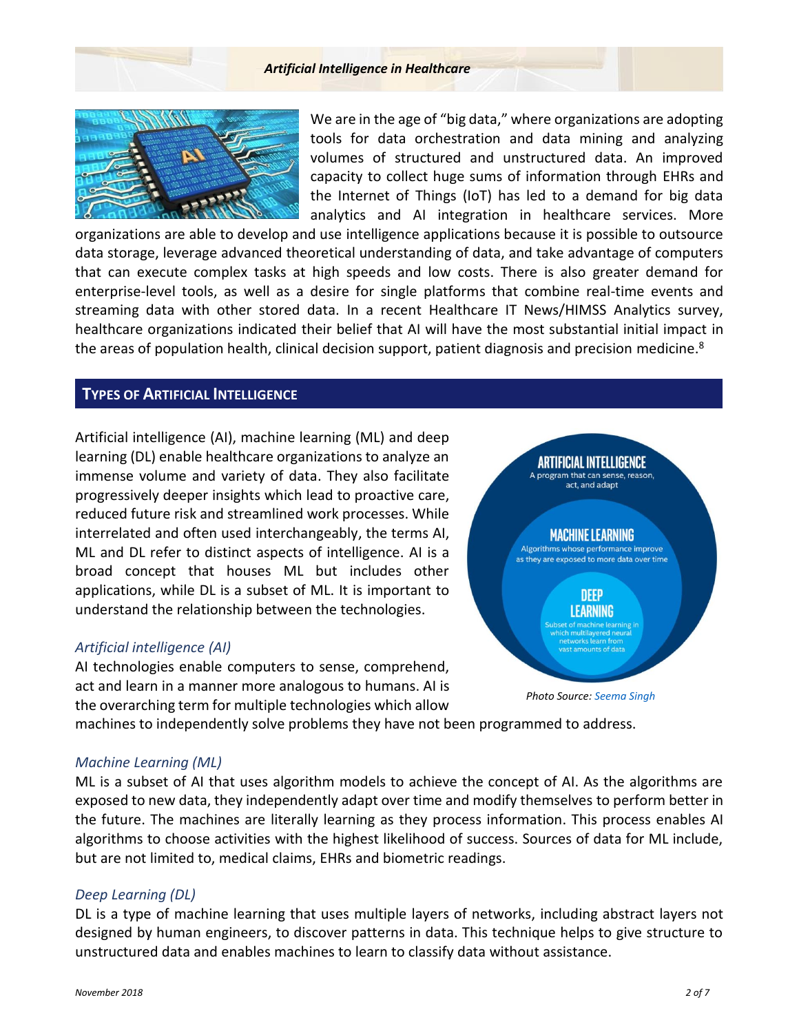We are in the age of "big data," where organizations are adopting tools for data orchestration and data mining and analyzing volumes of structured and unstructured data. An improved capacity to collect huge sums of information through EHRs and the Internet of Things (IoT) has led to a demand for big data analytics and AI integration in healthcare services. More organizations are able to develop and use intelligence applications because it is possible to outsource data storage, leverage advanced theoretical understanding of data, and take advantage of computers that can execute complex tasks at high speeds and low costs. There is also greater demand for enterprise-level tools, as well as a desire for single platforms that combine real-time events and streaming data with other stored data. In a recent Healthcare IT News/HIMSS Analytics survey, healthcare organizations indicated their belief that AI will have the most substantial initial impact in the areas of population health, clinical decision support, patient diagnosis and precision medicine.[8]

## Types of Artificial Intelligence

Artificial intelligence (AI), machine learning (ML) and deep learning (DL) enable healthcare organizations to analyze an immense volume and variety of data. They also facilitate progressively deeper insights which lead to proactive care, reduced future risk and streamlined work processes. While interrelated and often used interchangeably, the terms AI, ML and DL refer to distinct aspects of intelligence. AI is a broad concept that houses ML but includes other applications, while DL is a subset of ML. It is important to understand the relationship between the technologies.

**ARTIFICIAL INTELLIGENCE**
A program that can sense, reason, act, and adapt

**MACHINE LEARNING**
Algorithms whose performance improve as they are exposed to more data over time

**DEEP LEARNING**
Subset of machine learning in which multilayered neural networks learn from vast amounts of data

*Photo Source: Seema Singh*

### *Artificial intelligence (AI)*

AI technologies enable computers to sense, comprehend, act and learn in a manner more analogous to humans. AI is the overarching term for multiple technologies which allow machines to independently solve problems they have not been programmed to address.

### *Machine Learning (ML)*

ML is a subset of AI that uses algorithm models to achieve the concept of AI. As the algorithms are exposed to new data, they independently adapt over time and modify themselves to perform better in the future. The machines are literally learning as they process information. This process enables AI algorithms to choose activities with the highest likelihood of success. Sources of data for ML include, but are not limited to, medical claims, EHRs and biometric readings.

### *Deep Learning (DL)*

DL is a type of machine learning that uses multiple layers of networks, including abstract layers not designed by human engineers, to discover patterns in data. This technique helps to give structure to unstructured data and enables machines to learn to classify data without assistance.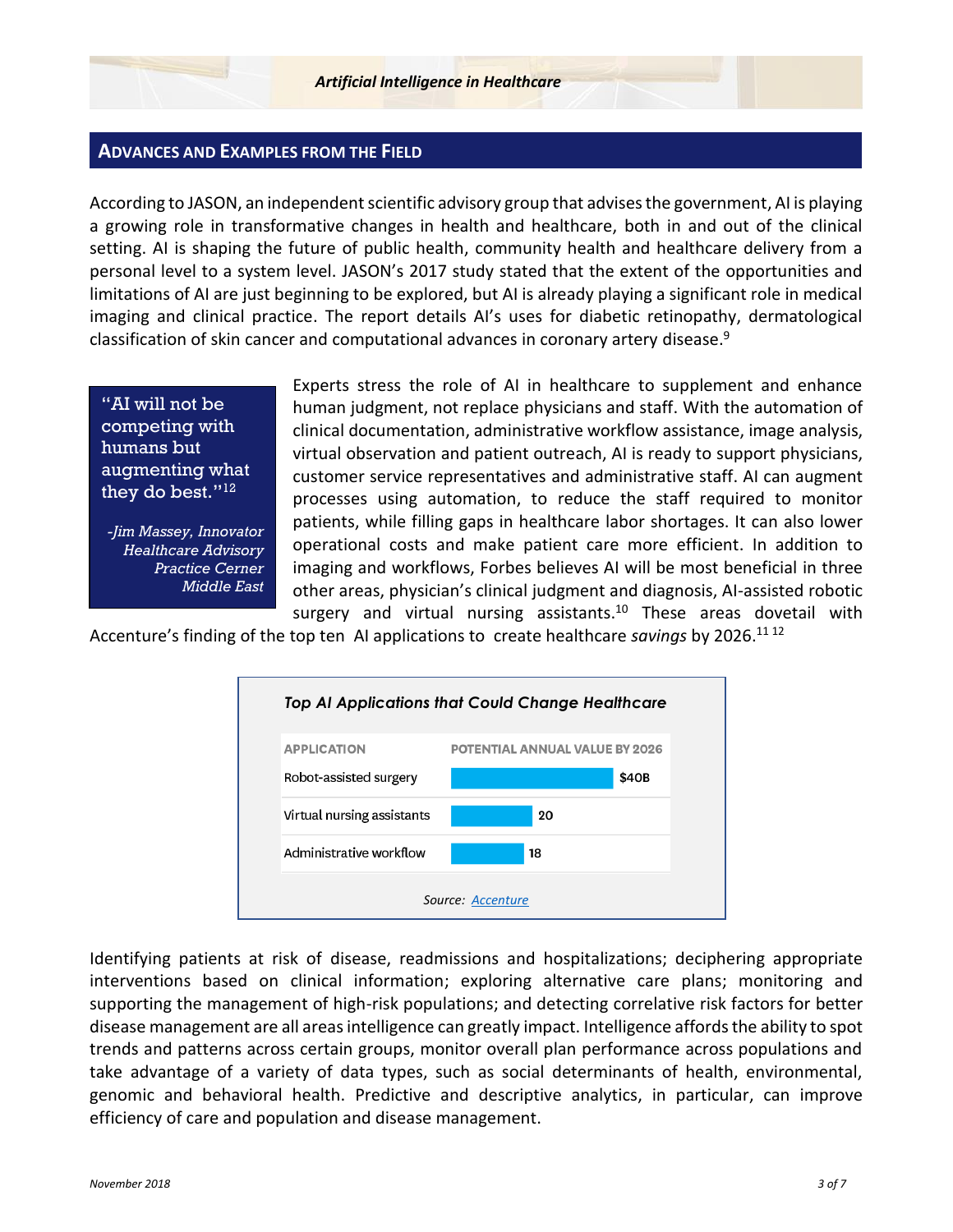## ADVANCES AND EXAMPLES FROM THE FIELD

According to JASON, an independent scientific advisory group that advises the government, AI is playing a growing role in transformative changes in health and healthcare, both in and out of the clinical setting. AI is shaping the future of public health, community health and healthcare delivery from a personal level to a system level. JASON's 2017 study stated that the extent of the opportunities and limitations of AI are just beginning to be explored, but AI is already playing a significant role in medical imaging and clinical practice. The report details AI's uses for diabetic retinopathy, dermatological classification of skin cancer and computational advances in coronary artery disease.[9]

> "AI will not be competing with humans but augmenting what they do best."[12]
>
> *-Jim Massey, Innovator Healthcare Advisory Practice Cerner Middle East*

Experts stress the role of AI in healthcare to supplement and enhance human judgment, not replace physicians and staff. With the automation of clinical documentation, administrative workflow assistance, image analysis, virtual observation and patient outreach, AI is ready to support physicians, customer service representatives and administrative staff. AI can augment processes using automation, to reduce the staff required to monitor patients, while filling gaps in healthcare labor shortages. It can also lower operational costs and make patient care more efficient. In addition to imaging and workflows, Forbes believes AI will be most beneficial in three other areas, physician's clinical judgment and diagnosis, AI-assisted robotic surgery and virtual nursing assistants.[10] These areas dovetail with Accenture's finding of the top ten AI applications to create healthcare *savings* by 2026.[11 12]

***Top AI Applications that Could Change Healthcare***

| APPLICATION | POTENTIAL ANNUAL VALUE BY 2026 |
|---|---|
| Robot-assisted surgery | $40B |
| Virtual nursing assistants | 20 |
| Administrative workflow | 18 |

*Source:* Accenture

Identifying patients at risk of disease, readmissions and hospitalizations; deciphering appropriate interventions based on clinical information; exploring alternative care plans; monitoring and supporting the management of high-risk populations; and detecting correlative risk factors for better disease management are all areas intelligence can greatly impact. Intelligence affords the ability to spot trends and patterns across certain groups, monitor overall plan performance across populations and take advantage of a variety of data types, such as social determinants of health, environmental, genomic and behavioral health. Predictive and descriptive analytics, in particular, can improve efficiency of care and population and disease management.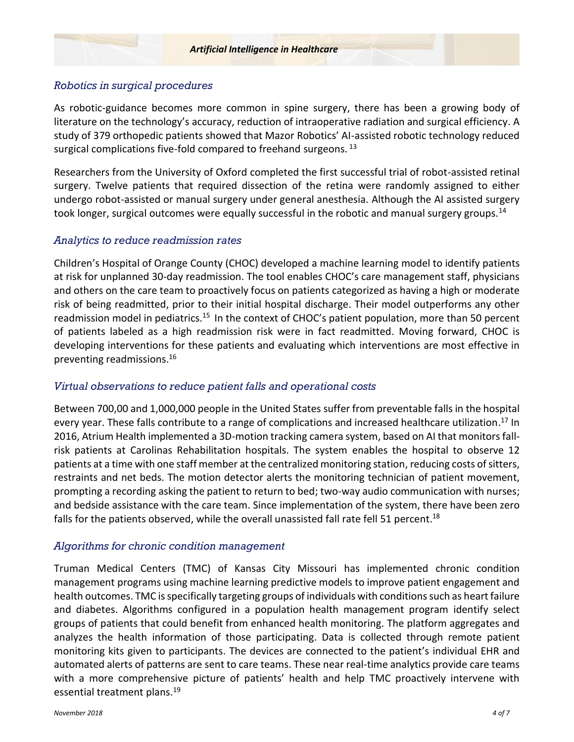### *Robotics in surgical procedures*

As robotic-guidance becomes more common in spine surgery, there has been a growing body of literature on the technology's accuracy, reduction of intraoperative radiation and surgical efficiency. A study of 379 orthopedic patients showed that Mazor Robotics' AI-assisted robotic technology reduced surgical complications five-fold compared to freehand surgeons. [13]

Researchers from the University of Oxford completed the first successful trial of robot-assisted retinal surgery. Twelve patients that required dissection of the retina were randomly assigned to either undergo robot-assisted or manual surgery under general anesthesia. Although the AI assisted surgery took longer, surgical outcomes were equally successful in the robotic and manual surgery groups.[14]

### *Analytics to reduce readmission rates*

Children's Hospital of Orange County (CHOC) developed a machine learning model to identify patients at risk for unplanned 30-day readmission. The tool enables CHOC's care management staff, physicians and others on the care team to proactively focus on patients categorized as having a high or moderate risk of being readmitted, prior to their initial hospital discharge. Their model outperforms any other readmission model in pediatrics.[15] In the context of CHOC's patient population, more than 50 percent of patients labeled as a high readmission risk were in fact readmitted. Moving forward, CHOC is developing interventions for these patients and evaluating which interventions are most effective in preventing readmissions.[16]

### *Virtual observations to reduce patient falls and operational costs*

Between 700,00 and 1,000,000 people in the United States suffer from preventable falls in the hospital every year. These falls contribute to a range of complications and increased healthcare utilization.[17] In 2016, Atrium Health implemented a 3D-motion tracking camera system, based on AI that monitors fall-risk patients at Carolinas Rehabilitation hospitals. The system enables the hospital to observe 12 patients at a time with one staff member at the centralized monitoring station, reducing costs of sitters, restraints and net beds. The motion detector alerts the monitoring technician of patient movement, prompting a recording asking the patient to return to bed; two-way audio communication with nurses; and bedside assistance with the care team. Since implementation of the system, there have been zero falls for the patients observed, while the overall unassisted fall rate fell 51 percent.[18]

### *Algorithms for chronic condition management*

Truman Medical Centers (TMC) of Kansas City Missouri has implemented chronic condition management programs using machine learning predictive models to improve patient engagement and health outcomes. TMC is specifically targeting groups of individuals with conditions such as heart failure and diabetes. Algorithms configured in a population health management program identify select groups of patients that could benefit from enhanced health monitoring. The platform aggregates and analyzes the health information of those participating. Data is collected through remote patient monitoring kits given to participants. The devices are connected to the patient's individual EHR and automated alerts of patterns are sent to care teams. These near real-time analytics provide care teams with a more comprehensive picture of patients' health and help TMC proactively intervene with essential treatment plans.[19]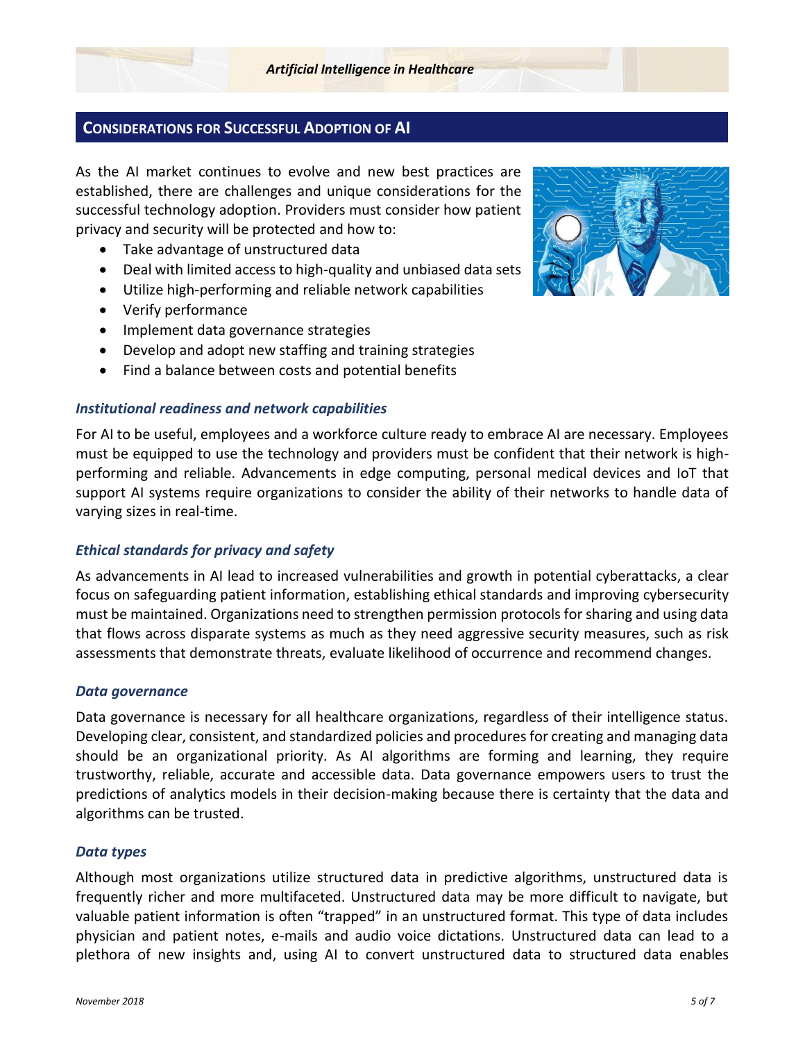## Considerations for Successful Adoption of AI

As the AI market continues to evolve and new best practices are established, there are challenges and unique considerations for the successful technology adoption. Providers must consider how patient privacy and security will be protected and how to:

- Take advantage of unstructured data
- Deal with limited access to high-quality and unbiased data sets
- Utilize high-performing and reliable network capabilities
- Verify performance
- Implement data governance strategies
- Develop and adopt new staffing and training strategies
- Find a balance between costs and potential benefits

### *Institutional readiness and network capabilities*

For AI to be useful, employees and a workforce culture ready to embrace AI are necessary. Employees must be equipped to use the technology and providers must be confident that their network is high-performing and reliable. Advancements in edge computing, personal medical devices and IoT that support AI systems require organizations to consider the ability of their networks to handle data of varying sizes in real-time.

### *Ethical standards for privacy and safety*

As advancements in AI lead to increased vulnerabilities and growth in potential cyberattacks, a clear focus on safeguarding patient information, establishing ethical standards and improving cybersecurity must be maintained. Organizations need to strengthen permission protocols for sharing and using data that flows across disparate systems as much as they need aggressive security measures, such as risk assessments that demonstrate threats, evaluate likelihood of occurrence and recommend changes.

### *Data governance*

Data governance is necessary for all healthcare organizations, regardless of their intelligence status. Developing clear, consistent, and standardized policies and procedures for creating and managing data should be an organizational priority. As AI algorithms are forming and learning, they require trustworthy, reliable, accurate and accessible data. Data governance empowers users to trust the predictions of analytics models in their decision-making because there is certainty that the data and algorithms can be trusted.

### *Data types*

Although most organizations utilize structured data in predictive algorithms, unstructured data is frequently richer and more multifaceted. Unstructured data may be more difficult to navigate, but valuable patient information is often "trapped" in an unstructured format. This type of data includes physician and patient notes, e-mails and audio voice dictations. Unstructured data can lead to a plethora of new insights and, using AI to convert unstructured data to structured data enables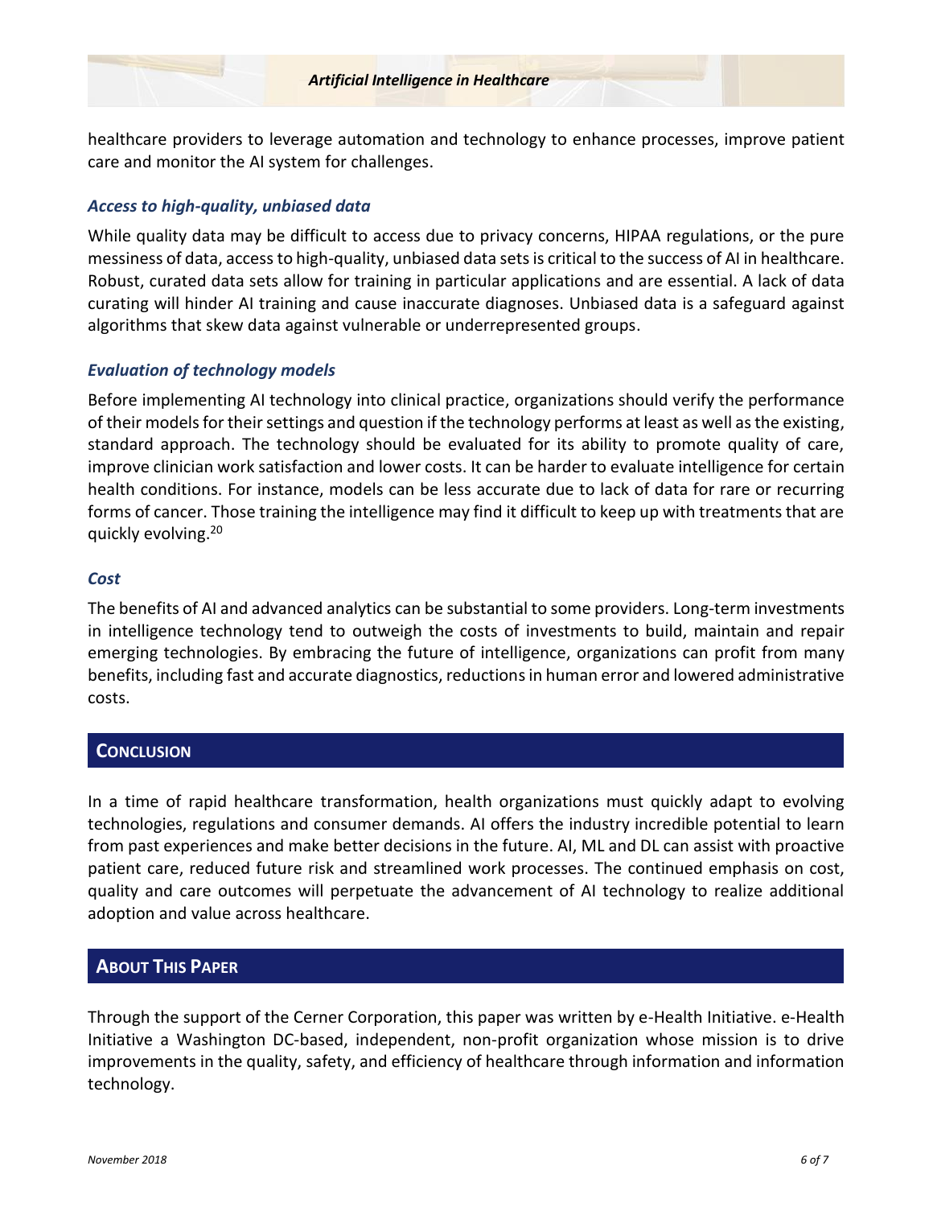healthcare providers to leverage automation and technology to enhance processes, improve patient care and monitor the AI system for challenges.

### *Access to high-quality, unbiased data*

While quality data may be difficult to access due to privacy concerns, HIPAA regulations, or the pure messiness of data, access to high-quality, unbiased data sets is critical to the success of AI in healthcare. Robust, curated data sets allow for training in particular applications and are essential. A lack of data curating will hinder AI training and cause inaccurate diagnoses. Unbiased data is a safeguard against algorithms that skew data against vulnerable or underrepresented groups.

### *Evaluation of technology models*

Before implementing AI technology into clinical practice, organizations should verify the performance of their models for their settings and question if the technology performs at least as well as the existing, standard approach. The technology should be evaluated for its ability to promote quality of care, improve clinician work satisfaction and lower costs. It can be harder to evaluate intelligence for certain health conditions. For instance, models can be less accurate due to lack of data for rare or recurring forms of cancer. Those training the intelligence may find it difficult to keep up with treatments that are quickly evolving.[20]

### *Cost*

The benefits of AI and advanced analytics can be substantial to some providers. Long-term investments in intelligence technology tend to outweigh the costs of investments to build, maintain and repair emerging technologies. By embracing the future of intelligence, organizations can profit from many benefits, including fast and accurate diagnostics, reductions in human error and lowered administrative costs.

## Conclusion

In a time of rapid healthcare transformation, health organizations must quickly adapt to evolving technologies, regulations and consumer demands. AI offers the industry incredible potential to learn from past experiences and make better decisions in the future. AI, ML and DL can assist with proactive patient care, reduced future risk and streamlined work processes. The continued emphasis on cost, quality and care outcomes will perpetuate the advancement of AI technology to realize additional adoption and value across healthcare.

## About This Paper

Through the support of the Cerner Corporation, this paper was written by e-Health Initiative. e-Health Initiative a Washington DC-based, independent, non-profit organization whose mission is to drive improvements in the quality, safety, and efficiency of healthcare through information and information technology.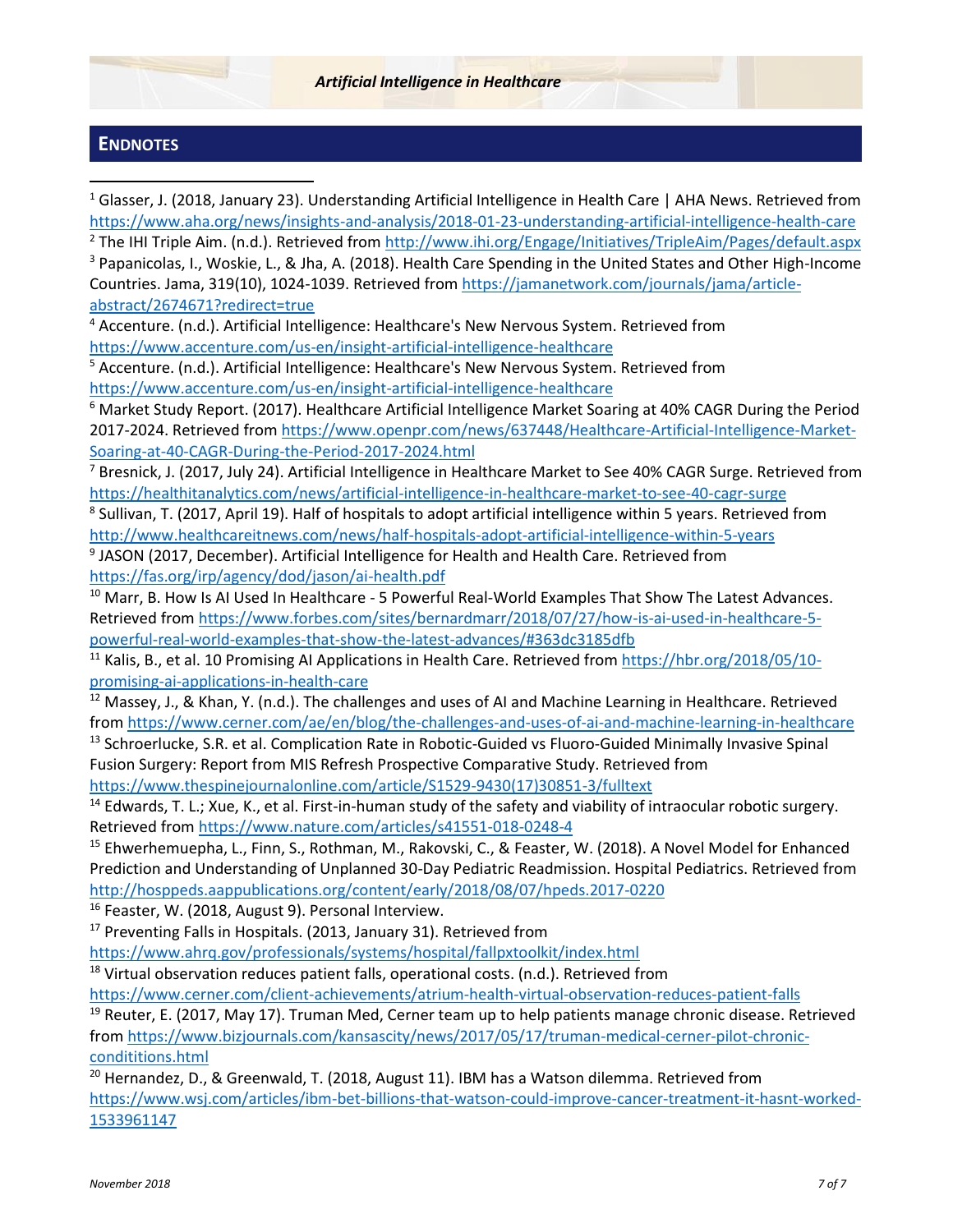## ENDNOTES

[1] Glasser, J. (2018, January 23). Understanding Artificial Intelligence in Health Care | AHA News. Retrieved from https://www.aha.org/news/insights-and-analysis/2018-01-23-understanding-artificial-intelligence-health-care

[2] The IHI Triple Aim. (n.d.). Retrieved from http://www.ihi.org/Engage/Initiatives/TripleAim/Pages/default.aspx

[3] Papanicolas, I., Woskie, L., & Jha, A. (2018). Health Care Spending in the United States and Other High-Income Countries. Jama, 319(10), 1024-1039. Retrieved from https://jamanetwork.com/journals/jama/article-abstract/2674671?redirect=true

[4] Accenture. (n.d.). Artificial Intelligence: Healthcare's New Nervous System. Retrieved from https://www.accenture.com/us-en/insight-artificial-intelligence-healthcare

[5] Accenture. (n.d.). Artificial Intelligence: Healthcare's New Nervous System. Retrieved from https://www.accenture.com/us-en/insight-artificial-intelligence-healthcare

[6] Market Study Report. (2017). Healthcare Artificial Intelligence Market Soaring at 40% CAGR During the Period 2017-2024. Retrieved from https://www.openpr.com/news/637448/Healthcare-Artificial-Intelligence-Market-Soaring-at-40-CAGR-During-the-Period-2017-2024.html

[7] Bresnick, J. (2017, July 24). Artificial Intelligence in Healthcare Market to See 40% CAGR Surge. Retrieved from https://healthitanalytics.com/news/artificial-intelligence-in-healthcare-market-to-see-40-cagr-surge

[8] Sullivan, T. (2017, April 19). Half of hospitals to adopt artificial intelligence within 5 years. Retrieved from http://www.healthcareitnews.com/news/half-hospitals-adopt-artificial-intelligence-within-5-years

[9] JASON (2017, December). Artificial Intelligence for Health and Health Care. Retrieved from https://fas.org/irp/agency/dod/jason/ai-health.pdf

[10] Marr, B. How Is AI Used In Healthcare - 5 Powerful Real-World Examples That Show The Latest Advances. Retrieved from https://www.forbes.com/sites/bernardmarr/2018/07/27/how-is-ai-used-in-healthcare-5-powerful-real-world-examples-that-show-the-latest-advances/#363dc3185dfb

[11] Kalis, B., et al. 10 Promising AI Applications in Health Care. Retrieved from https://hbr.org/2018/05/10-promising-ai-applications-in-health-care

[12] Massey, J., & Khan, Y. (n.d.). The challenges and uses of AI and Machine Learning in Healthcare. Retrieved from https://www.cerner.com/ae/en/blog/the-challenges-and-uses-of-ai-and-machine-learning-in-healthcare

[13] Schroerlucke, S.R. et al. Complication Rate in Robotic-Guided vs Fluoro-Guided Minimally Invasive Spinal Fusion Surgery: Report from MIS Refresh Prospective Comparative Study. Retrieved from https://www.thespinejournalonline.com/article/S1529-9430(17)30851-3/fulltext

[14] Edwards, T. L.; Xue, K., et al. First-in-human study of the safety and viability of intraocular robotic surgery. Retrieved from https://www.nature.com/articles/s41551-018-0248-4

[15] Ehwerhemuepha, L., Finn, S., Rothman, M., Rakovski, C., & Feaster, W. (2018). A Novel Model for Enhanced Prediction and Understanding of Unplanned 30-Day Pediatric Readmission. Hospital Pediatrics. Retrieved from http://hosppeds.aappublications.org/content/early/2018/08/07/hpeds.2017-0220

[16] Feaster, W. (2018, August 9). Personal Interview.

[17] Preventing Falls in Hospitals. (2013, January 31). Retrieved from https://www.ahrq.gov/professionals/systems/hospital/fallpxtoolkit/index.html

[18] Virtual observation reduces patient falls, operational costs. (n.d.). Retrieved from https://www.cerner.com/client-achievements/atrium-health-virtual-observation-reduces-patient-falls

[19] Reuter, E. (2017, May 17). Truman Med, Cerner team up to help patients manage chronic disease. Retrieved from https://www.bizjournals.com/kansascity/news/2017/05/17/truman-medical-cerner-pilot-chronic-condititions.html

[20] Hernandez, D., & Greenwald, T. (2018, August 11). IBM has a Watson dilemma. Retrieved from https://www.wsj.com/articles/ibm-bet-billions-that-watson-could-improve-cancer-treatment-it-hasnt-worked-1533961147

*November 2018*